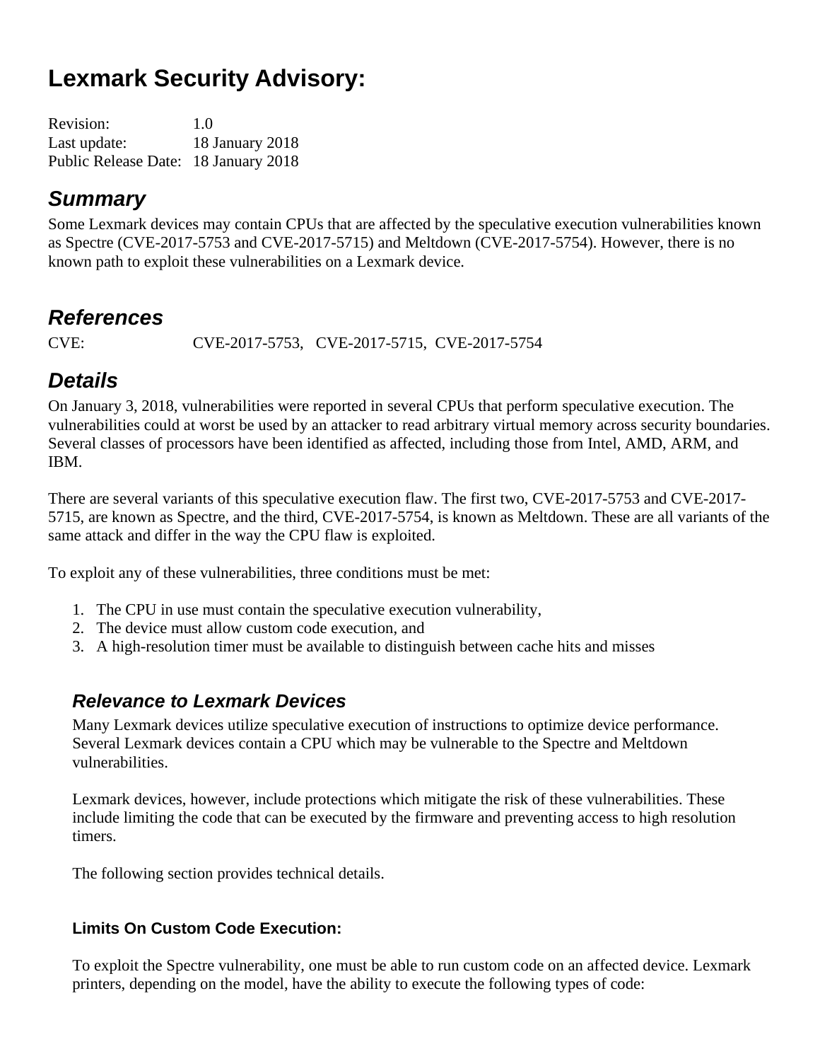# Lexmark Security Advisory:

Revision: 1.0
Last update: 18 January 2018
Public Release Date: 18 January 2018

## *Summary*

Some Lexmark devices may contain CPUs that are affected by the speculative execution vulnerabilities known as Spectre (CVE-2017-5753 and CVE-2017-5715) and Meltdown (CVE-2017-5754). However, there is no known path to exploit these vulnerabilities on a Lexmark device.

## *References*

CVE: CVE-2017-5753, CVE-2017-5715, CVE-2017-5754

## *Details*

On January 3, 2018, vulnerabilities were reported in several CPUs that perform speculative execution. The vulnerabilities could at worst be used by an attacker to read arbitrary virtual memory across security boundaries. Several classes of processors have been identified as affected, including those from Intel, AMD, ARM, and IBM.

There are several variants of this speculative execution flaw. The first two, CVE-2017-5753 and CVE-2017-5715, are known as Spectre, and the third, CVE-2017-5754, is known as Meltdown. These are all variants of the same attack and differ in the way the CPU flaw is exploited.

To exploit any of these vulnerabilities, three conditions must be met:

1. The CPU in use must contain the speculative execution vulnerability,
2. The device must allow custom code execution, and
3. A high-resolution timer must be available to distinguish between cache hits and misses

### *Relevance to Lexmark Devices*

Many Lexmark devices utilize speculative execution of instructions to optimize device performance. Several Lexmark devices contain a CPU which may be vulnerable to the Spectre and Meltdown vulnerabilities.

Lexmark devices, however, include protections which mitigate the risk of these vulnerabilities. These include limiting the code that can be executed by the firmware and preventing access to high resolution timers.

The following section provides technical details.

#### **Limits On Custom Code Execution:**

To exploit the Spectre vulnerability, one must be able to run custom code on an affected device. Lexmark printers, depending on the model, have the ability to execute the following types of code: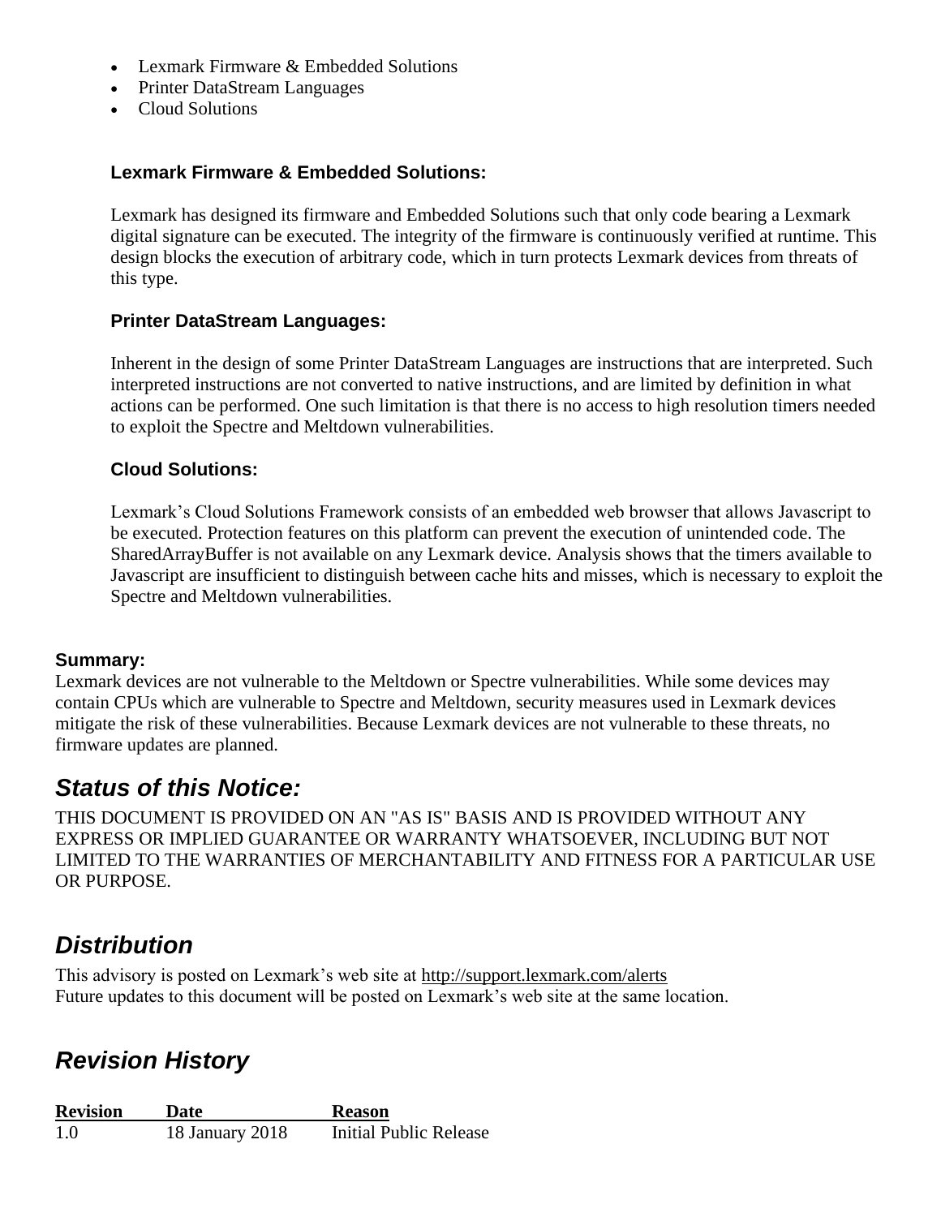- Lexmark Firmware & Embedded Solutions
- Printer DataStream Languages
- Cloud Solutions

### Lexmark Firmware & Embedded Solutions:

Lexmark has designed its firmware and Embedded Solutions such that only code bearing a Lexmark digital signature can be executed. The integrity of the firmware is continuously verified at runtime. This design blocks the execution of arbitrary code, which in turn protects Lexmark devices from threats of this type.

### Printer DataStream Languages:

Inherent in the design of some Printer DataStream Languages are instructions that are interpreted. Such interpreted instructions are not converted to native instructions, and are limited by definition in what actions can be performed. One such limitation is that there is no access to high resolution timers needed to exploit the Spectre and Meltdown vulnerabilities.

### Cloud Solutions:

Lexmark's Cloud Solutions Framework consists of an embedded web browser that allows Javascript to be executed. Protection features on this platform can prevent the execution of unintended code. The SharedArrayBuffer is not available on any Lexmark device. Analysis shows that the timers available to Javascript are insufficient to distinguish between cache hits and misses, which is necessary to exploit the Spectre and Meltdown vulnerabilities.

### Summary:

Lexmark devices are not vulnerable to the Meltdown or Spectre vulnerabilities. While some devices may contain CPUs which are vulnerable to Spectre and Meltdown, security measures used in Lexmark devices mitigate the risk of these vulnerabilities. Because Lexmark devices are not vulnerable to these threats, no firmware updates are planned.

## *Status of this Notice:*

THIS DOCUMENT IS PROVIDED ON AN "AS IS" BASIS AND IS PROVIDED WITHOUT ANY EXPRESS OR IMPLIED GUARANTEE OR WARRANTY WHATSOEVER, INCLUDING BUT NOT LIMITED TO THE WARRANTIES OF MERCHANTABILITY AND FITNESS FOR A PARTICULAR USE OR PURPOSE.

## *Distribution*

This advisory is posted on Lexmark's web site at http://support.lexmark.com/alerts
Future updates to this document will be posted on Lexmark's web site at the same location.

## *Revision History*

| Revision | Date | Reason |
|---|---|---|
| 1.0 | 18 January 2018 | Initial Public Release |